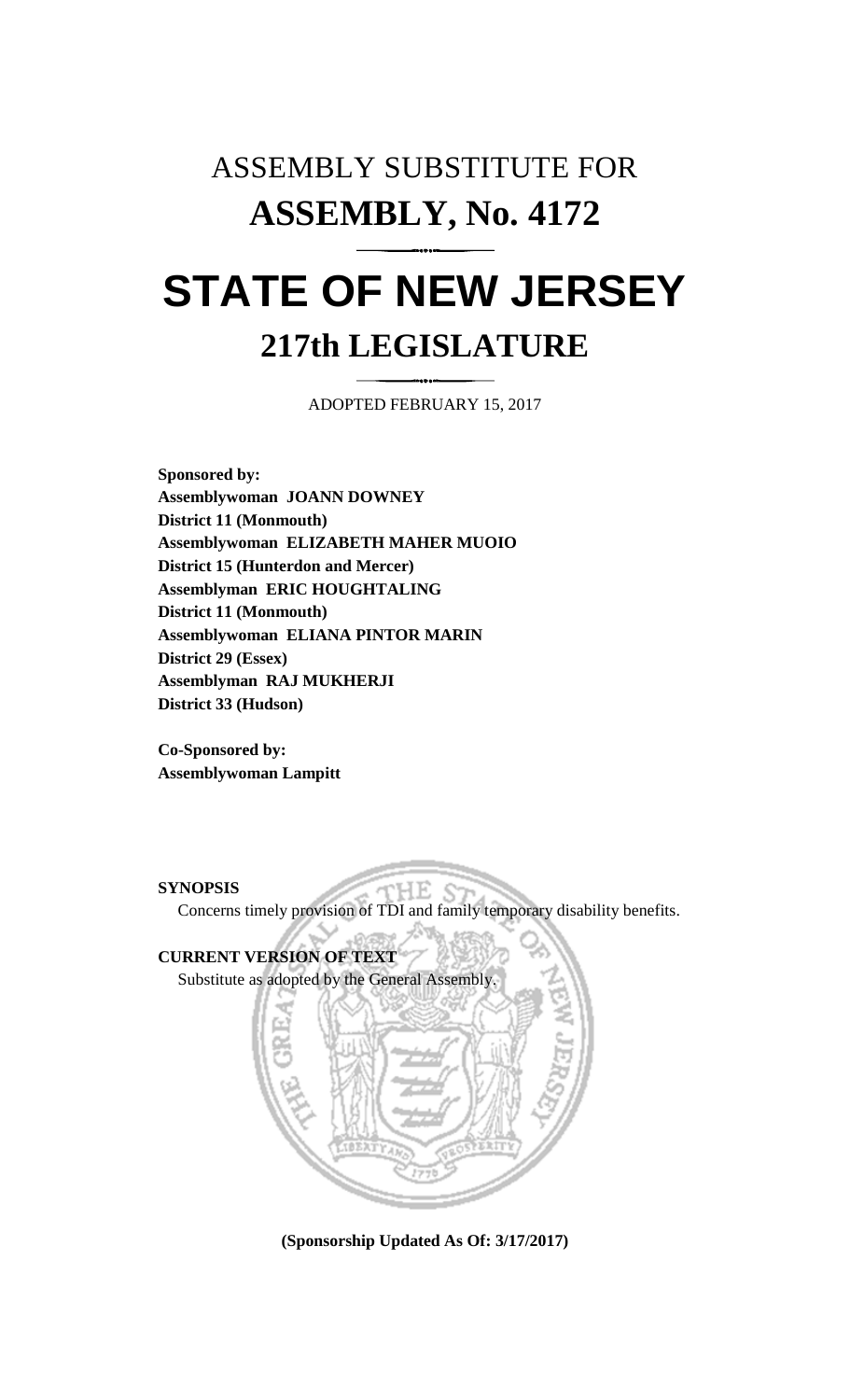# ASSEMBLY SUBSTITUTE FOR
# ASSEMBLY, No. 4172

# STATE OF NEW JERSEY
## 217th LEGISLATURE

ADOPTED FEBRUARY 15, 2017

**Sponsored by:**
**Assemblywoman JOANN DOWNEY**
**District 11 (Monmouth)**
**Assemblywoman ELIZABETH MAHER MUOIO**
**District 15 (Hunterdon and Mercer)**
**Assemblyman ERIC HOUGHTALING**
**District 11 (Monmouth)**
**Assemblywoman ELIANA PINTOR MARIN**
**District 29 (Essex)**
**Assemblyman RAJ MUKHERJI**
**District 33 (Hudson)**

**Co-Sponsored by:**
**Assemblywoman Lampitt**

**SYNOPSIS**

Concerns timely provision of TDI and family temporary disability benefits.

**CURRENT VERSION OF TEXT**

Substitute as adopted by the General Assembly.

**(Sponsorship Updated As Of: 3/17/2017)**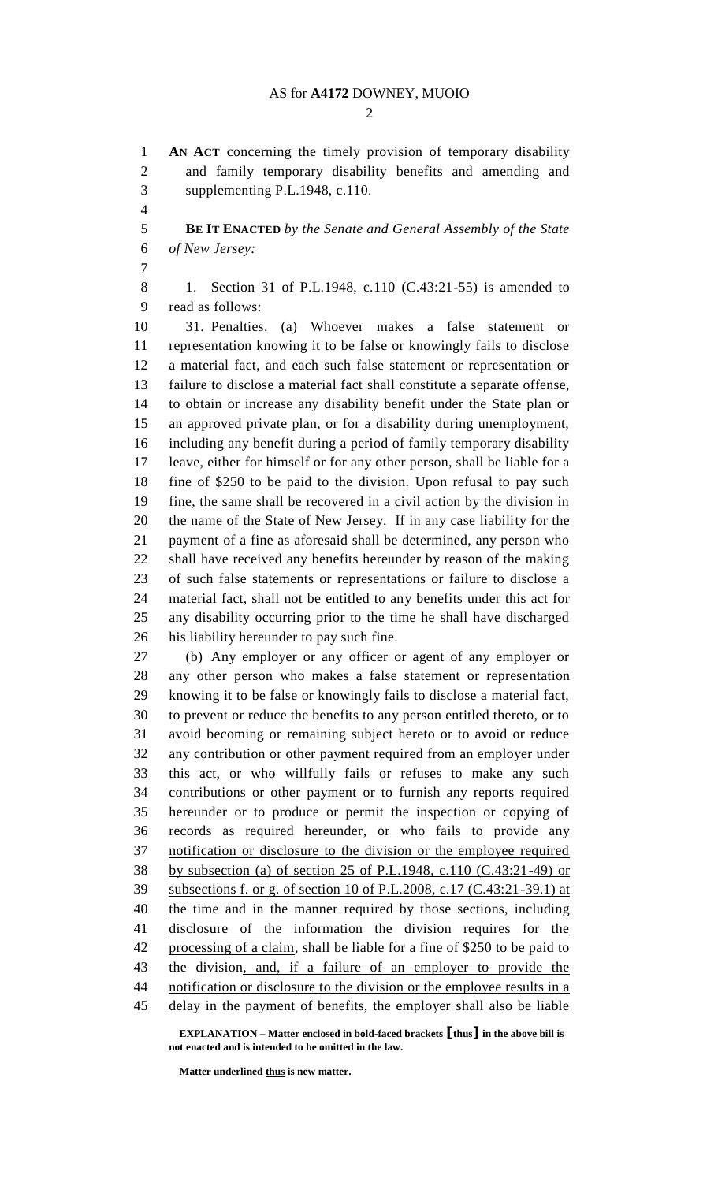**AN ACT** concerning the timely provision of temporary disability and family temporary disability benefits and amending and supplementing P.L.1948, c.110.

**BE IT ENACTED** *by the Senate and General Assembly of the State of New Jersey:*

1. Section 31 of P.L.1948, c.110 (C.43:21-55) is amended to read as follows:

31. Penalties. (a) Whoever makes a false statement or representation knowing it to be false or knowingly fails to disclose a material fact, and each such false statement or representation or failure to disclose a material fact shall constitute a separate offense, to obtain or increase any disability benefit under the State plan or an approved private plan, or for a disability during unemployment, including any benefit during a period of family temporary disability leave, either for himself or for any other person, shall be liable for a fine of $250 to be paid to the division. Upon refusal to pay such fine, the same shall be recovered in a civil action by the division in the name of the State of New Jersey. If in any case liability for the payment of a fine as aforesaid shall be determined, any person who shall have received any benefits hereunder by reason of the making of such false statements or representations or failure to disclose a material fact, shall not be entitled to any benefits under this act for any disability occurring prior to the time he shall have discharged his liability hereunder to pay such fine.

(b) Any employer or any officer or agent of any employer or any other person who makes a false statement or representation knowing it to be false or knowingly fails to disclose a material fact, to prevent or reduce the benefits to any person entitled thereto, or to avoid becoming or remaining subject hereto or to avoid or reduce any contribution or other payment required from an employer under this act, or who willfully fails or refuses to make any such contributions or other payment or to furnish any reports required hereunder or to produce or permit the inspection or copying of records as required hereunder<u>, or who fails to provide any notification or disclosure to the division or the employee required by subsection (a) of section 25 of P.L.1948, c.110 (C.43:21-49) or subsections f. or g. of section 10 of P.L.2008, c.17 (C.43:21-39.1) at the time and in the manner required by those sections, including disclosure of the information the division requires for the processing of a claim</u>, shall be liable for a fine of $250 to be paid to the division<u>, and, if a failure of an employer to provide the notification or disclosure to the division or the employee results in a delay in the payment of benefits, the employer shall also be liable</u>

**EXPLANATION – Matter enclosed in bold-faced brackets [thus] in the above bill is not enacted and is intended to be omitted in the law.**

**Matter underlined <u>thus</u> is new matter.**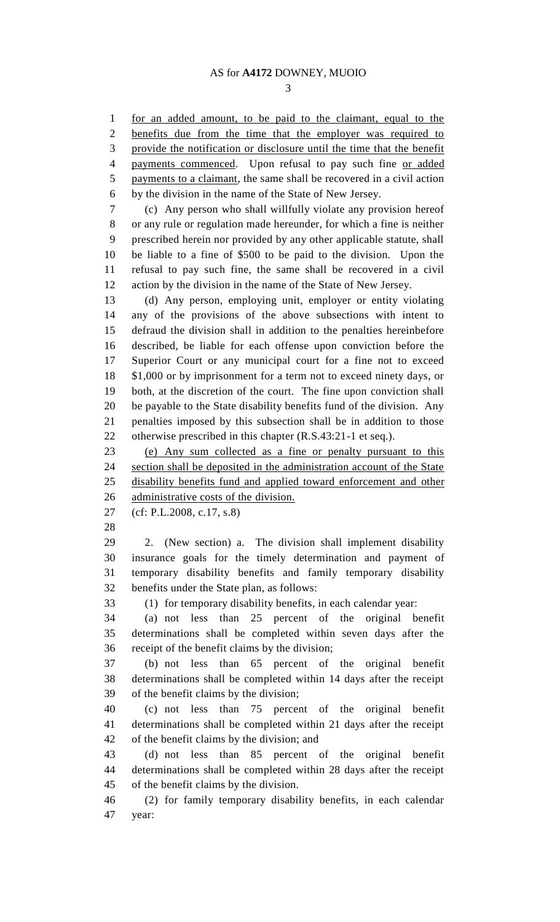for an added amount, to be paid to the claimant, equal to the benefits due from the time that the employer was required to provide the notification or disclosure until the time that the benefit payments commenced. Upon refusal to pay such fine or added payments to a claimant, the same shall be recovered in a civil action by the division in the name of the State of New Jersey.

(c) Any person who shall willfully violate any provision hereof or any rule or regulation made hereunder, for which a fine is neither prescribed herein nor provided by any other applicable statute, shall be liable to a fine of $500 to be paid to the division. Upon the refusal to pay such fine, the same shall be recovered in a civil action by the division in the name of the State of New Jersey.

(d) Any person, employing unit, employer or entity violating any of the provisions of the above subsections with intent to defraud the division shall in addition to the penalties hereinbefore described, be liable for each offense upon conviction before the Superior Court or any municipal court for a fine not to exceed $1,000 or by imprisonment for a term not to exceed ninety days, or both, at the discretion of the court. The fine upon conviction shall be payable to the State disability benefits fund of the division. Any penalties imposed by this subsection shall be in addition to those otherwise prescribed in this chapter (R.S.43:21-1 et seq.).

(e) Any sum collected as a fine or penalty pursuant to this section shall be deposited in the administration account of the State disability benefits fund and applied toward enforcement and other administrative costs of the division.

(cf: P.L.2008, c.17, s.8)

2. (New section) a. The division shall implement disability insurance goals for the timely determination and payment of temporary disability benefits and family temporary disability benefits under the State plan, as follows:

(1) for temporary disability benefits, in each calendar year:

(a) not less than 25 percent of the original benefit determinations shall be completed within seven days after the receipt of the benefit claims by the division;

(b) not less than 65 percent of the original benefit determinations shall be completed within 14 days after the receipt of the benefit claims by the division;

(c) not less than 75 percent of the original benefit determinations shall be completed within 21 days after the receipt of the benefit claims by the division; and

(d) not less than 85 percent of the original benefit determinations shall be completed within 28 days after the receipt of the benefit claims by the division.

(2) for family temporary disability benefits, in each calendar year: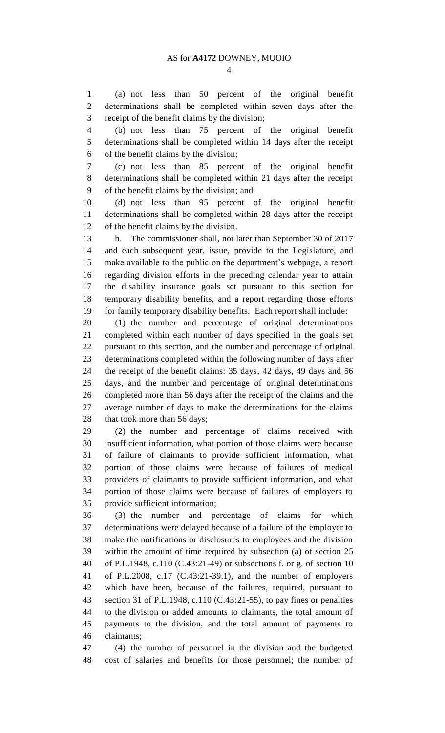(a) not less than 50 percent of the original benefit determinations shall be completed within seven days after the receipt of the benefit claims by the division;

(b) not less than 75 percent of the original benefit determinations shall be completed within 14 days after the receipt of the benefit claims by the division;

(c) not less than 85 percent of the original benefit determinations shall be completed within 21 days after the receipt of the benefit claims by the division; and

(d) not less than 95 percent of the original benefit determinations shall be completed within 28 days after the receipt of the benefit claims by the division.

b. The commissioner shall, not later than September 30 of 2017 and each subsequent year, issue, provide to the Legislature, and make available to the public on the department's webpage, a report regarding division efforts in the preceding calendar year to attain the disability insurance goals set pursuant to this section for temporary disability benefits, and a report regarding those efforts for family temporary disability benefits. Each report shall include:

(1) the number and percentage of original determinations completed within each number of days specified in the goals set pursuant to this section, and the number and percentage of original determinations completed within the following number of days after the receipt of the benefit claims: 35 days, 42 days, 49 days and 56 days, and the number and percentage of original determinations completed more than 56 days after the receipt of the claims and the average number of days to make the determinations for the claims that took more than 56 days;

(2) the number and percentage of claims received with insufficient information, what portion of those claims were because of failure of claimants to provide sufficient information, what portion of those claims were because of failures of medical providers of claimants to provide sufficient information, and what portion of those claims were because of failures of employers to provide sufficient information;

(3) the number and percentage of claims for which determinations were delayed because of a failure of the employer to make the notifications or disclosures to employees and the division within the amount of time required by subsection (a) of section 25 of P.L.1948, c.110 (C.43:21-49) or subsections f. or g. of section 10 of P.L.2008, c.17 (C.43:21-39.1), and the number of employers which have been, because of the failures, required, pursuant to section 31 of P.L.1948, c.110 (C.43:21-55), to pay fines or penalties to the division or added amounts to claimants, the total amount of payments to the division, and the total amount of payments to claimants;

(4) the number of personnel in the division and the budgeted cost of salaries and benefits for those personnel; the number of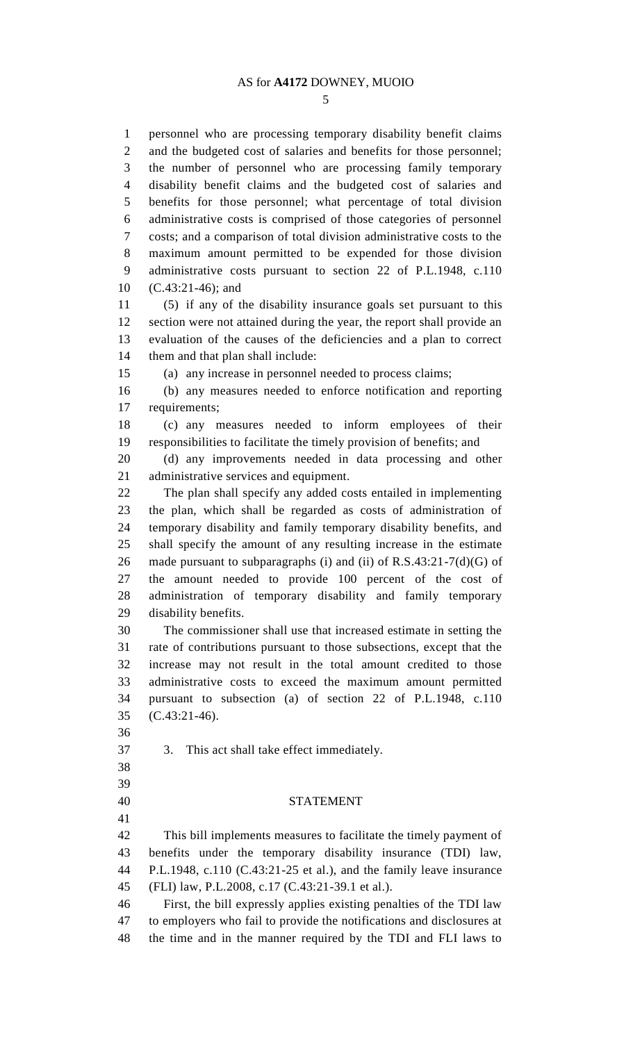personnel who are processing temporary disability benefit claims and the budgeted cost of salaries and benefits for those personnel; the number of personnel who are processing family temporary disability benefit claims and the budgeted cost of salaries and benefits for those personnel; what percentage of total division administrative costs is comprised of those categories of personnel costs; and a comparison of total division administrative costs to the maximum amount permitted to be expended for those division administrative costs pursuant to section 22 of P.L.1948, c.110 (C.43:21-46); and

(5) if any of the disability insurance goals set pursuant to this section were not attained during the year, the report shall provide an evaluation of the causes of the deficiencies and a plan to correct them and that plan shall include:

(a) any increase in personnel needed to process claims;

(b) any measures needed to enforce notification and reporting requirements;

(c) any measures needed to inform employees of their responsibilities to facilitate the timely provision of benefits; and

(d) any improvements needed in data processing and other administrative services and equipment.

The plan shall specify any added costs entailed in implementing the plan, which shall be regarded as costs of administration of temporary disability and family temporary disability benefits, and shall specify the amount of any resulting increase in the estimate made pursuant to subparagraphs (i) and (ii) of R.S.43:21-7(d)(G) of the amount needed to provide 100 percent of the cost of administration of temporary disability and family temporary disability benefits.

The commissioner shall use that increased estimate in setting the rate of contributions pursuant to those subsections, except that the increase may not result in the total amount credited to those administrative costs to exceed the maximum amount permitted pursuant to subsection (a) of section 22 of P.L.1948, c.110 (C.43:21-46).

3. This act shall take effect immediately.

## STATEMENT

This bill implements measures to facilitate the timely payment of benefits under the temporary disability insurance (TDI) law, P.L.1948, c.110 (C.43:21-25 et al.), and the family leave insurance (FLI) law, P.L.2008, c.17 (C.43:21-39.1 et al.).

First, the bill expressly applies existing penalties of the TDI law to employers who fail to provide the notifications and disclosures at the time and in the manner required by the TDI and FLI laws to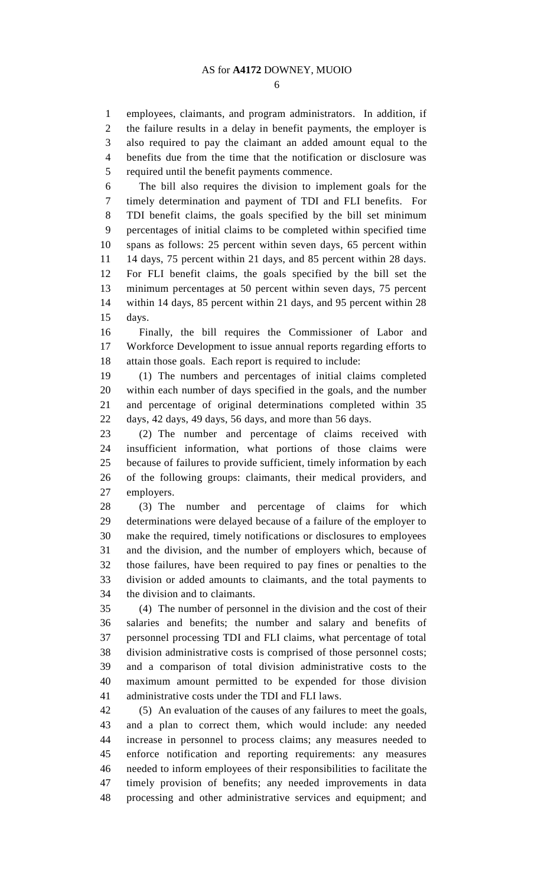employees, claimants, and program administrators. In addition, if the failure results in a delay in benefit payments, the employer is also required to pay the claimant an added amount equal to the benefits due from the time that the notification or disclosure was required until the benefit payments commence.

The bill also requires the division to implement goals for the timely determination and payment of TDI and FLI benefits. For TDI benefit claims, the goals specified by the bill set minimum percentages of initial claims to be completed within specified time spans as follows: 25 percent within seven days, 65 percent within 14 days, 75 percent within 21 days, and 85 percent within 28 days. For FLI benefit claims, the goals specified by the bill set the minimum percentages at 50 percent within seven days, 75 percent within 14 days, 85 percent within 21 days, and 95 percent within 28 days.

Finally, the bill requires the Commissioner of Labor and Workforce Development to issue annual reports regarding efforts to attain those goals. Each report is required to include:

(1) The numbers and percentages of initial claims completed within each number of days specified in the goals, and the number and percentage of original determinations completed within 35 days, 42 days, 49 days, 56 days, and more than 56 days.

(2) The number and percentage of claims received with insufficient information, what portions of those claims were because of failures to provide sufficient, timely information by each of the following groups: claimants, their medical providers, and employers.

(3) The number and percentage of claims for which determinations were delayed because of a failure of the employer to make the required, timely notifications or disclosures to employees and the division, and the number of employers which, because of those failures, have been required to pay fines or penalties to the division or added amounts to claimants, and the total payments to the division and to claimants.

(4) The number of personnel in the division and the cost of their salaries and benefits; the number and salary and benefits of personnel processing TDI and FLI claims, what percentage of total division administrative costs is comprised of those personnel costs; and a comparison of total division administrative costs to the maximum amount permitted to be expended for those division administrative costs under the TDI and FLI laws.

(5) An evaluation of the causes of any failures to meet the goals, and a plan to correct them, which would include: any needed increase in personnel to process claims; any measures needed to enforce notification and reporting requirements: any measures needed to inform employees of their responsibilities to facilitate the timely provision of benefits; any needed improvements in data processing and other administrative services and equipment; and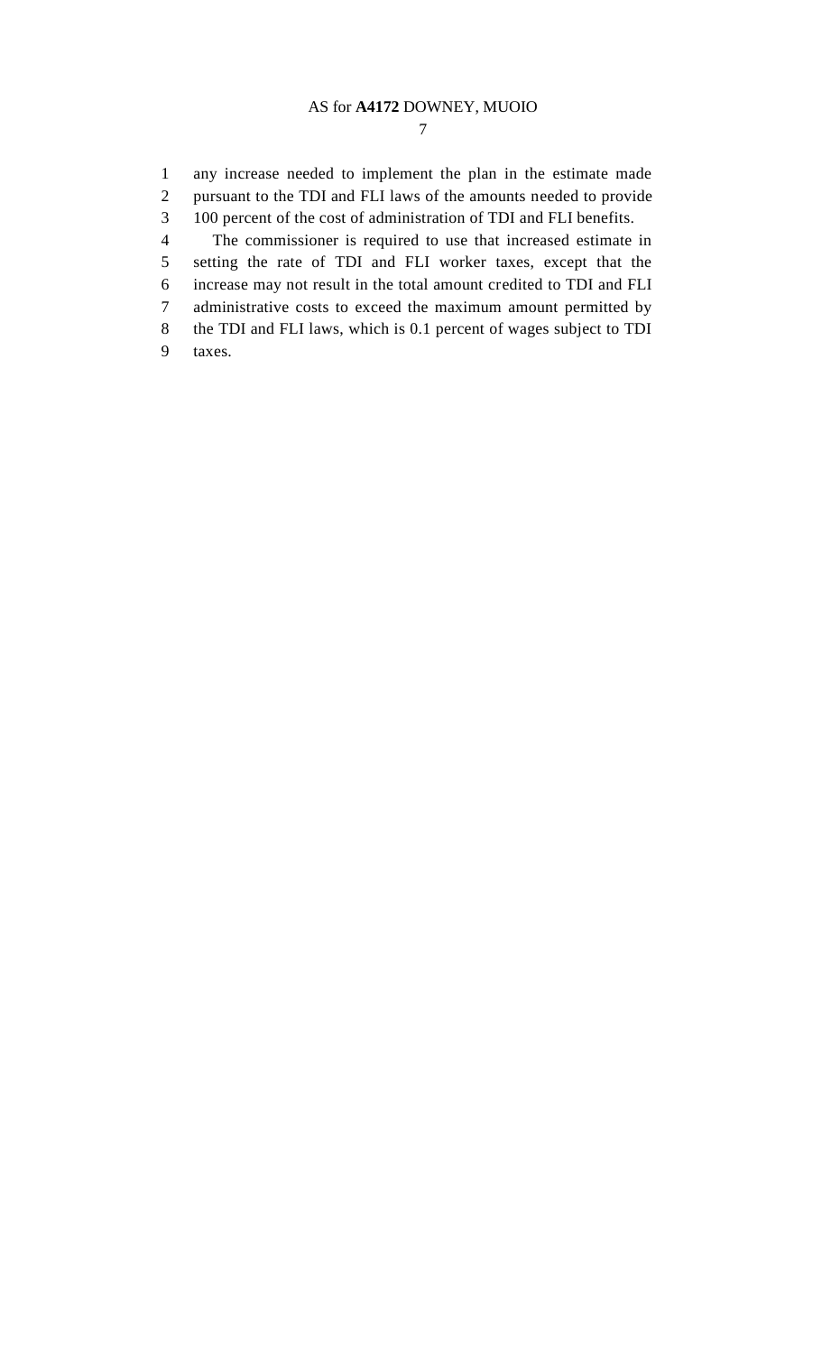any increase needed to implement the plan in the estimate made pursuant to the TDI and FLI laws of the amounts needed to provide 100 percent of the cost of administration of TDI and FLI benefits.

The commissioner is required to use that increased estimate in setting the rate of TDI and FLI worker taxes, except that the increase may not result in the total amount credited to TDI and FLI administrative costs to exceed the maximum amount permitted by the TDI and FLI laws, which is 0.1 percent of wages subject to TDI taxes.